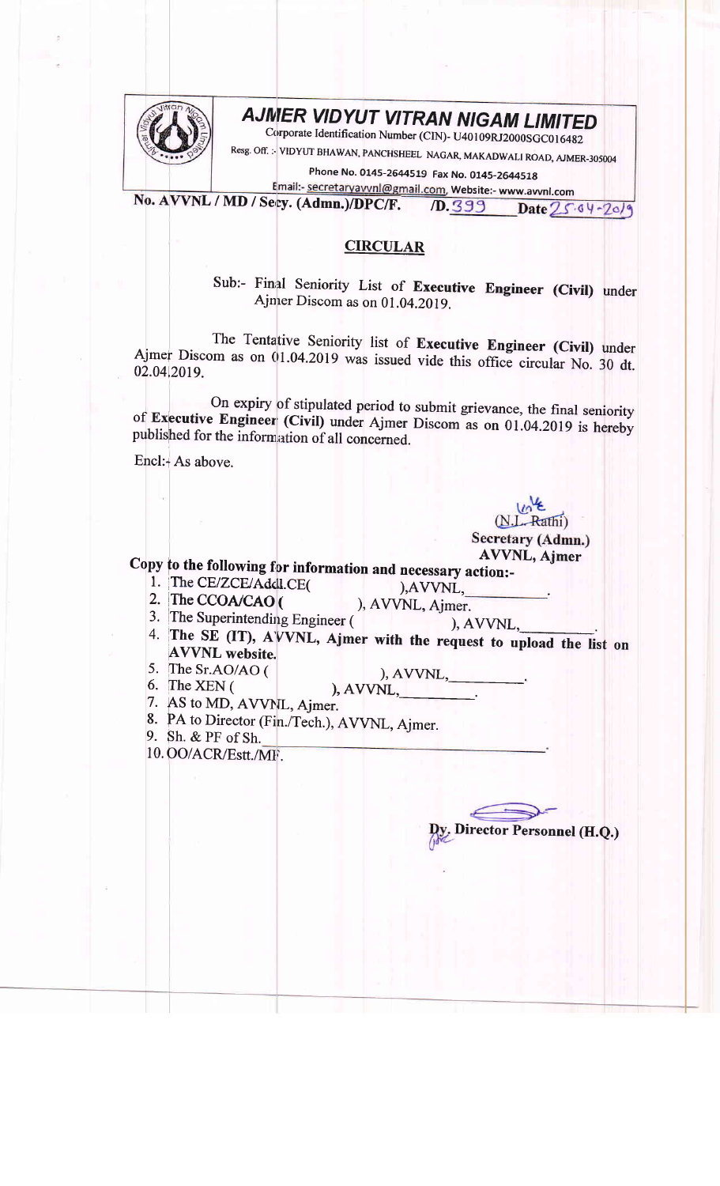# AJMER VIDYUT VITRAN NIGAM LIMITED

Corporate Identification Number (CIN)- U40109RJ2000SGC016482

Resg. Off. :- VIDYUT BHAWAN, PANCHSHEEL NAGAR, MAKADWALI ROAD, AJMER-305004

Phone No. 0145-2644519 Fax No. 0145-2644518

Email:- secretaryavvnl@gmail.com, Website:- www.avvnl.com

**No. AVVNL / MD / Secy. (Admn.)/DPC/F. /D.** 399 **Date** 25-04-2019

## CIRCULAR

Sub:- Final Seniority List of **Executive Engineer (Civil)** under Ajmer Discom as on 01.04.2019.

The Tentative Seniority list of **Executive Engineer (Civil)** under Ajmer Discom as on 01.04.2019 was issued vide this office circular No. 30 dt. 02.04.2019.

On expiry of stipulated period to submit grievance, the final seniority of **Executive Engineer (Civil)** under Ajmer Discom as on 01.04.2019 is hereby published for the information of all concerned.

Encl:- As above.

(N.L. Rathi)
**Secretary (Admn.)**
**AVVNL, Ajmer**

**Copy to the following for information and necessary action:-**

1. The CE/ZCE/Addl.CE( ),AVVNL, \_\_\_\_\_\_\_\_.
2. The CCOA/CAO ( ), AVVNL, Ajmer.
3. The Superintending Engineer ( ), AVVNL, \_\_\_\_\_\_\_\_.
4. **The SE (IT), AVVNL, Ajmer with the request to upload the list on AVVNL website.**
5. The Sr.AO/AO ( ), AVVNL, \_\_\_\_\_\_\_\_.
6. The XEN ( ), AVVNL, \_\_\_\_\_\_\_\_.
7. AS to MD, AVVNL, Ajmer.
8. PA to Director (Fin./Tech.), AVVNL, Ajmer.
9. Sh. & PF of Sh. \_\_\_\_\_\_\_\_.
10. OO/ACR/Estt./MF.

**Dy. Director Personnel (H.Q.)**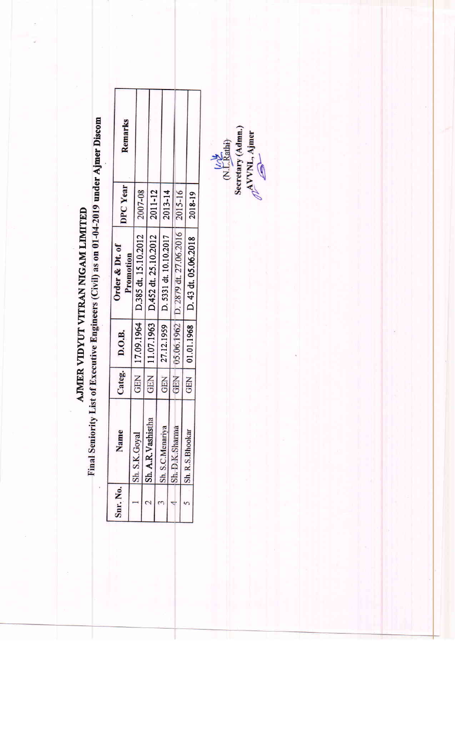# AJMER VIDYUT VITRAN NIGAM LIMITED

## Final Seniority List of Executive Engineers (Civil) as on 01-04-2019 under Ajmer Discom

| Snr. No. | Name | Categ. | D.O.B. | Order & Dt. of Promotion | DPC Year | Remarks |
|---|---|---|---|---|---|---|
| 1 | Sh. S.K.Goyal | GEN | 17.09.1964 | D.385 dt. 15.10.2012 | 2007-08 | |
| 2 | Sh. A.R.Vashistha | GEN | 11.07.1963 | D.452 dt. 25.10.2012 | 2011-12 | |
| 3 | Sh. S.C.Menariya | GEN | 27.12.1959 | D. 5331 dt. 10.10.2017 | 2013-14 | |
| 4 | Sh. D.K.Sharma | GEN | 05.06.1962 | D. 2879 dt. 27.06.2016 | 2015-16 | |
| 5 | Sh. R.S.Bhookar | GEN | 01.01.1968 | D. 43 dt. 05.06.2018 | 2018-19 | |

(N.L.Rathi)
Secretary (Admn.)
AVVNL, Ajmer